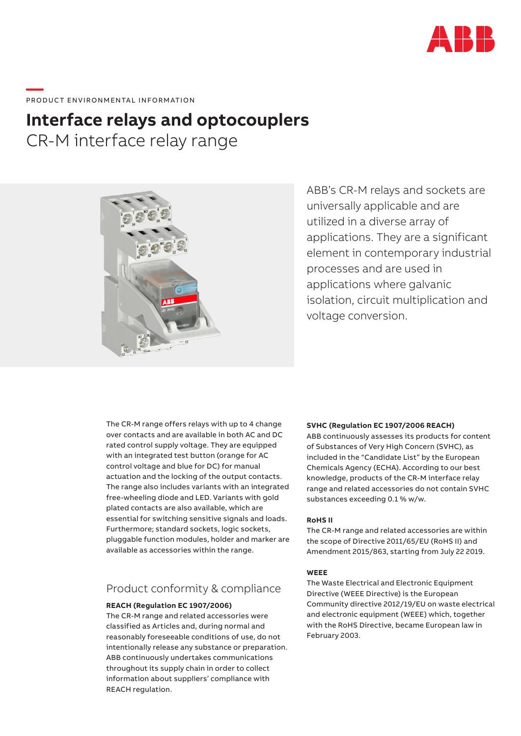PRODUCT ENVIRONMENTAL INFORMATION

# Interface relays and optocouplers

## CR-M interface relay range

ABB's CR-M relays and sockets are universally applicable and are utilized in a diverse array of applications. They are a significant element in contemporary industrial processes and are used in applications where galvanic isolation, circuit multiplication and voltage conversion.

The CR-M range offers relays with up to 4 change over contacts and are available in both AC and DC rated control supply voltage. They are equipped with an integrated test button (orange for AC control voltage and blue for DC) for manual actuation and the locking of the output contacts. The range also includes variants with an integrated free-wheeling diode and LED. Variants with gold plated contacts are also available, which are essential for switching sensitive signals and loads. Furthermore; standard sockets, logic sockets, pluggable function modules, holder and marker are available as accessories within the range.

## Product conformity & compliance

**REACH (Regulation EC 1907/2006)**

The CR-M range and related accessories were classified as Articles and, during normal and reasonably foreseeable conditions of use, do not intentionally release any substance or preparation. ABB continuously undertakes communications throughout its supply chain in order to collect information about suppliers' compliance with REACH regulation.

**SVHC (Regulation EC 1907/2006 REACH)**

ABB continuously assesses its products for content of Substances of Very High Concern (SVHC), as included in the "Candidate List" by the European Chemicals Agency (ECHA). According to our best knowledge, products of the CR-M interface relay range and related accessories do not contain SVHC substances exceeding 0.1 % w/w.

**RoHS II**

The CR-M range and related accessories are within the scope of Directive 2011/65/EU (RoHS II) and Amendment 2015/863, starting from July 22 2019.

**WEEE**

The Waste Electrical and Electronic Equipment Directive (WEEE Directive) is the European Community directive 2012/19/EU on waste electrical and electronic equipment (WEEE) which, together with the RoHS Directive, became European law in February 2003.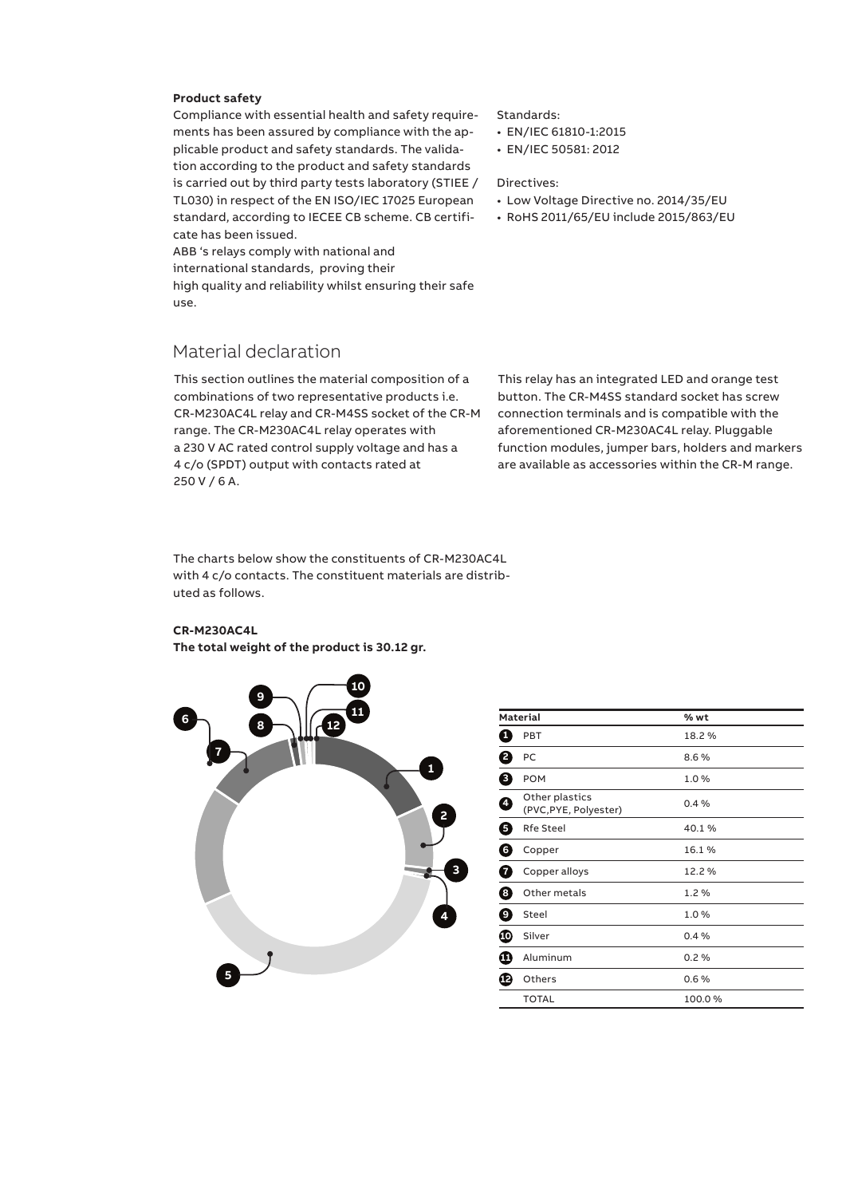**Product safety**

Compliance with essential health and safety requirements has been assured by compliance with the applicable product and safety standards. The validation according to the product and safety standards is carried out by third party tests laboratory (STIEE / TL030) in respect of the EN ISO/IEC 17025 European standard, according to IECEE CB scheme. CB certificate has been issued.
ABB 's relays comply with national and international standards, proving their high quality and reliability whilst ensuring their safe use.

Standards:

- EN/IEC 61810-1:2015
- EN/IEC 50581: 2012

Directives:

- Low Voltage Directive no. 2014/35/EU
- RoHS 2011/65/EU include 2015/863/EU

## Material declaration

This section outlines the material composition of a combinations of two representative products i.e. CR-M230AC4L relay and CR-M4SS socket of the CR-M range. The CR-M230AC4L relay operates with a 230 V AC rated control supply voltage and has a 4 c/o (SPDT) output with contacts rated at 250 V / 6 A.

This relay has an integrated LED and orange test button. The CR-M4SS standard socket has screw connection terminals and is compatible with the aforementioned CR-M230AC4L relay. Pluggable function modules, jumper bars, holders and markers are available as accessories within the CR-M range.

The charts below show the constituents of CR-M230AC4L with 4 c/o contacts. The constituent materials are distributed as follows.

**CR-M230AC4L**
**The total weight of the product is 30.12 gr.**

| | Material | % wt |
|---|---|---|
| 1 | PBT | 18.2 % |
| 2 | PC | 8.6 % |
| 3 | POM | 1.0 % |
| 4 | Other plastics (PVC,PYE, Polyester) | 0.4 % |
| 5 | Rfe Steel | 40.1 % |
| 6 | Copper | 16.1 % |
| 7 | Copper alloys | 12.2 % |
| 8 | Other metals | 1.2 % |
| 9 | Steel | 1.0 % |
| 10 | Silver | 0.4 % |
| 11 | Aluminum | 0.2 % |
| 12 | Others | 0.6 % |
| | TOTAL | 100.0 % |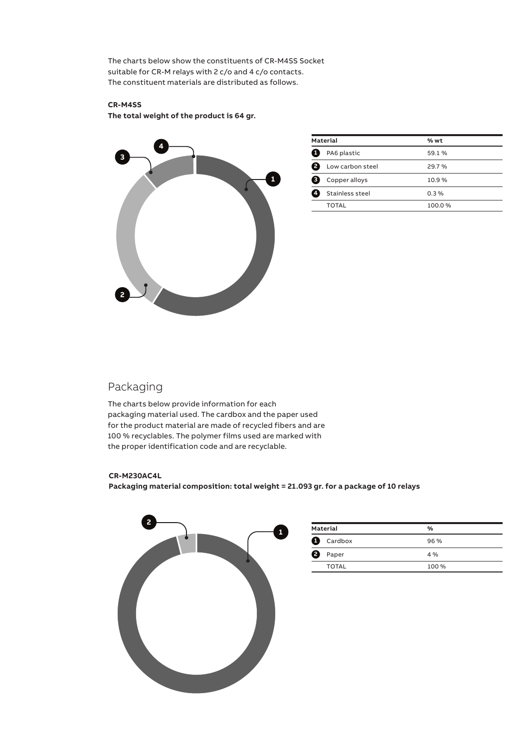The charts below show the constituents of CR-M4SS Socket suitable for CR-M relays with 2 c/o and 4 c/o contacts.
The constituent materials are distributed as follows.

**CR-M4SS**

**The total weight of the product is 64 gr.**

| | Material | % wt |
|---|---|---|
| 1 | PA6 plastic | 59.1 % |
| 2 | Low carbon steel | 29.7 % |
| 3 | Copper alloys | 10.9 % |
| 4 | Stainless steel | 0.3 % |
| | TOTAL | 100.0 % |

## Packaging

The charts below provide information for each packaging material used. The cardbox and the paper used for the product material are made of recycled fibers and are 100 % recyclables. The polymer films used are marked with the proper identification code and are recyclable.

**CR-M230AC4L**

**Packaging material composition: total weight = 21.093 gr. for a package of 10 relays**

| | Material | % |
|---|---|---|
| 1 | Cardbox | 96 % |
| 2 | Paper | 4 % |
| | TOTAL | 100 % |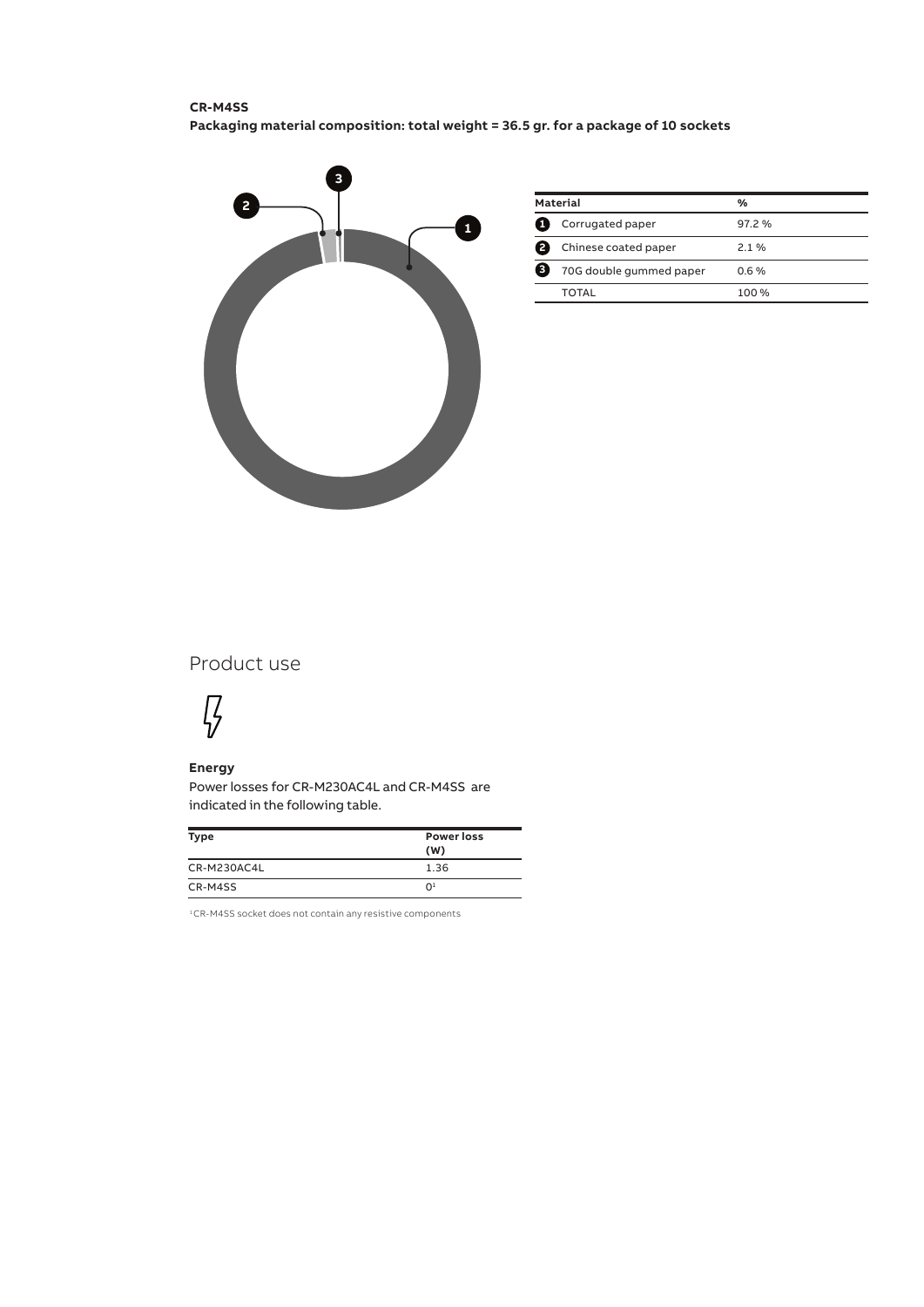**CR-M4SS**

**Packaging material composition: total weight = 36.5 gr. for a package of 10 sockets**

| | Material | % |
|---|---|---|
| 1 | Corrugated paper | 97.2 % |
| 2 | Chinese coated paper | 2.1 % |
| 3 | 70G double gummed paper | 0.6 % |
| | TOTAL | 100 % |

## Product use

**Energy**

Power losses for CR-M230AC4L and CR-M4SS are indicated in the following table.

| Type | Power loss (W) |
|---|---|
| CR-M230AC4L | 1.36 |
| CR-M4SS | 0[1] |

[1] CR-M4SS socket does not contain any resistive components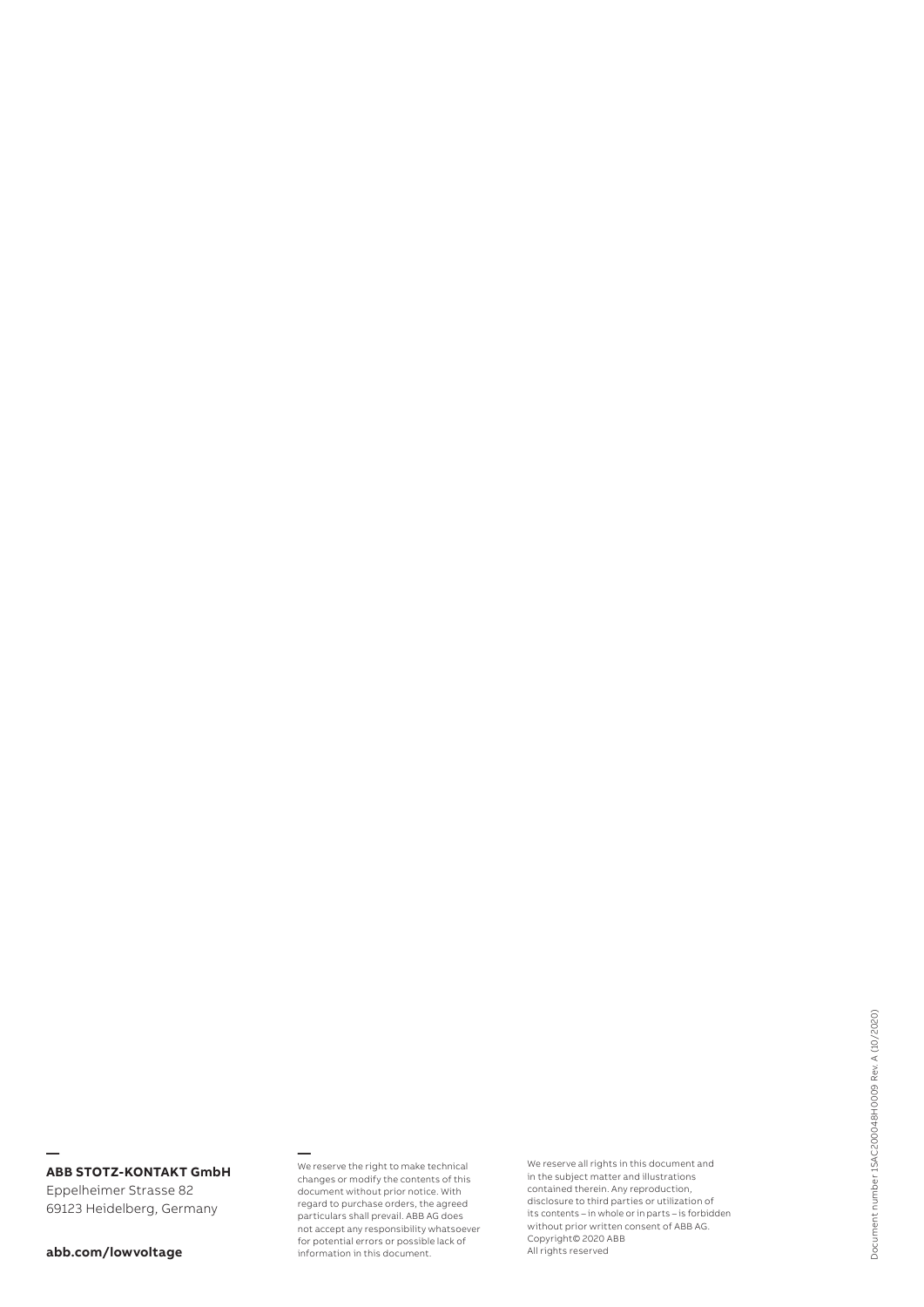—

**ABB STOTZ-KONTAKT GmbH**
Eppelheimer Strasse 82
69123 Heidelberg, Germany

**abb.com/lowvoltage**

—

We reserve the right to make technical changes or modify the contents of this document without prior notice. With regard to purchase orders, the agreed particulars shall prevail. ABB AG does not accept any responsibility whatsoever for potential errors or possible lack of information in this document.

We reserve all rights in this document and in the subject matter and illustrations contained therein. Any reproduction, disclosure to third parties or utilization of its contents – in whole or in parts – is forbidden without prior written consent of ABB AG.
Copyright© 2020 ABB
All rights reserved

Document number 1SAC200048H0009 Rev. A (10/2020)